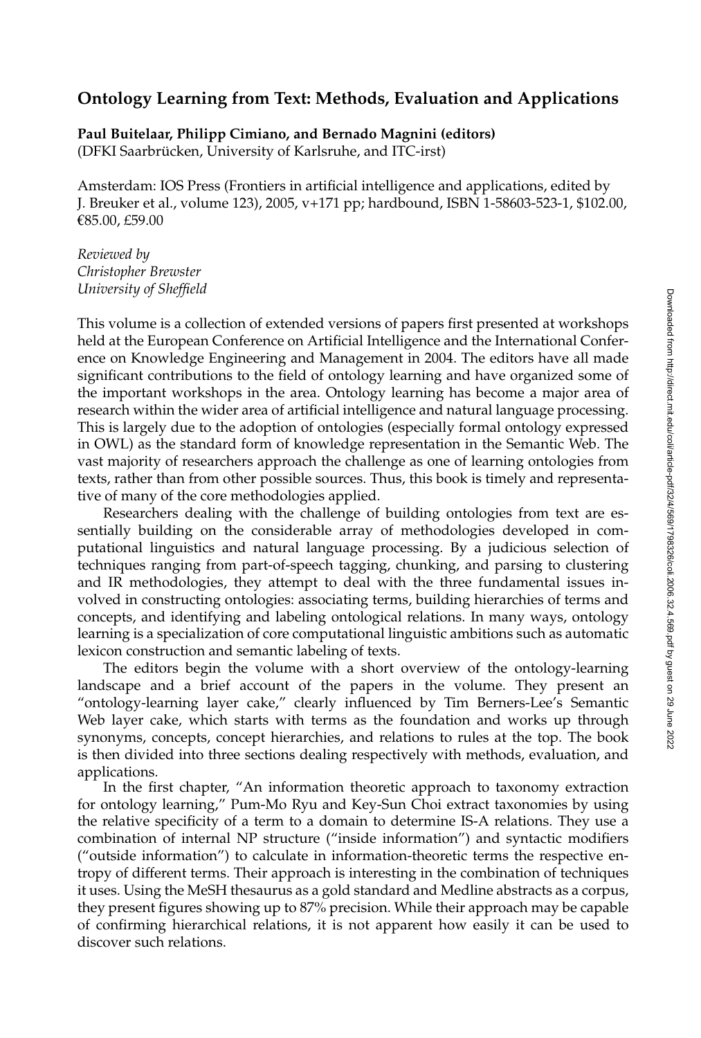# Ontology Learning from Text: Methods, Evaluation and Applications

**Paul Buitelaar, Philipp Cimiano, and Bernado Magnini (editors)**
(DFKI Saarbrücken, University of Karlsruhe, and ITC-irst)

Amsterdam: IOS Press (Frontiers in artificial intelligence and applications, edited by J. Breuker et al., volume 123), 2005, v+171 pp; hardbound, ISBN 1-58603-523-1, $102.00, €85.00, £59.00

*Reviewed by*
*Christopher Brewster*
*University of Sheffield*

This volume is a collection of extended versions of papers first presented at workshops held at the European Conference on Artificial Intelligence and the International Conference on Knowledge Engineering and Management in 2004. The editors have all made significant contributions to the field of ontology learning and have organized some of the important workshops in the area. Ontology learning has become a major area of research within the wider area of artificial intelligence and natural language processing. This is largely due to the adoption of ontologies (especially formal ontology expressed in OWL) as the standard form of knowledge representation in the Semantic Web. The vast majority of researchers approach the challenge as one of learning ontologies from texts, rather than from other possible sources. Thus, this book is timely and representative of many of the core methodologies applied.

Researchers dealing with the challenge of building ontologies from text are essentially building on the considerable array of methodologies developed in computational linguistics and natural language processing. By a judicious selection of techniques ranging from part-of-speech tagging, chunking, and parsing to clustering and IR methodologies, they attempt to deal with the three fundamental issues involved in constructing ontologies: associating terms, building hierarchies of terms and concepts, and identifying and labeling ontological relations. In many ways, ontology learning is a specialization of core computational linguistic ambitions such as automatic lexicon construction and semantic labeling of texts.

The editors begin the volume with a short overview of the ontology-learning landscape and a brief account of the papers in the volume. They present an "ontology-learning layer cake," clearly influenced by Tim Berners-Lee's Semantic Web layer cake, which starts with terms as the foundation and works up through synonyms, concepts, concept hierarchies, and relations to rules at the top. The book is then divided into three sections dealing respectively with methods, evaluation, and applications.

In the first chapter, "An information theoretic approach to taxonomy extraction for ontology learning," Pum-Mo Ryu and Key-Sun Choi extract taxonomies by using the relative specificity of a term to a domain to determine IS-A relations. They use a combination of internal NP structure ("inside information") and syntactic modifiers ("outside information") to calculate in information-theoretic terms the respective entropy of different terms. Their approach is interesting in the combination of techniques it uses. Using the MeSH thesaurus as a gold standard and Medline abstracts as a corpus, they present figures showing up to 87% precision. While their approach may be capable of confirming hierarchical relations, it is not apparent how easily it can be used to discover such relations.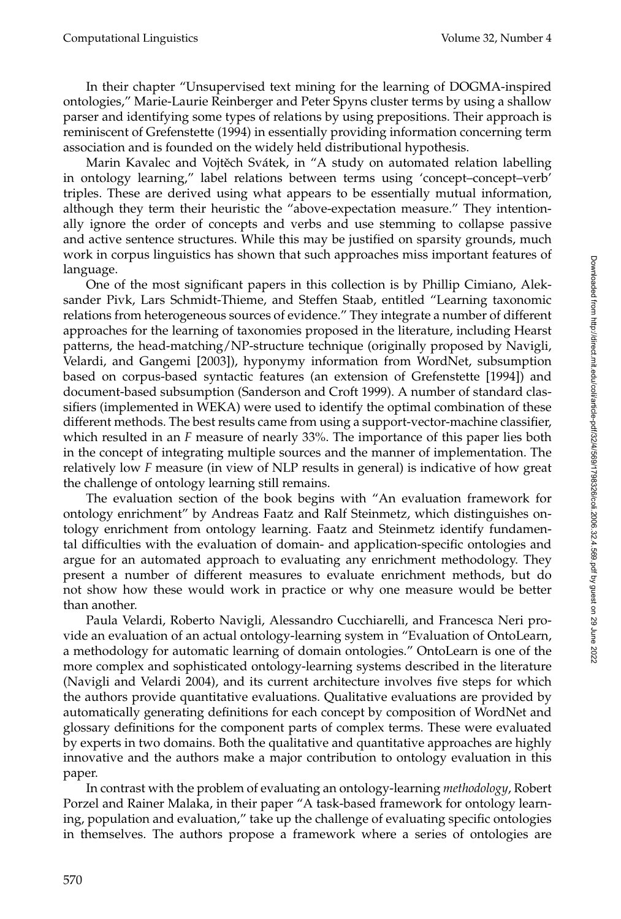In their chapter "Unsupervised text mining for the learning of DOGMA-inspired ontologies," Marie-Laurie Reinberger and Peter Spyns cluster terms by using a shallow parser and identifying some types of relations by using prepositions. Their approach is reminiscent of Grefenstette (1994) in essentially providing information concerning term association and is founded on the widely held distributional hypothesis.

Marin Kavalec and Vojtěch Svátek, in "A study on automated relation labelling in ontology learning," label relations between terms using 'concept–concept–verb' triples. These are derived using what appears to be essentially mutual information, although they term their heuristic the "above-expectation measure." They intentionally ignore the order of concepts and verbs and use stemming to collapse passive and active sentence structures. While this may be justified on sparsity grounds, much work in corpus linguistics has shown that such approaches miss important features of language.

One of the most significant papers in this collection is by Phillip Cimiano, Aleksander Pivk, Lars Schmidt-Thieme, and Steffen Staab, entitled "Learning taxonomic relations from heterogeneous sources of evidence." They integrate a number of different approaches for the learning of taxonomies proposed in the literature, including Hearst patterns, the head-matching/NP-structure technique (originally proposed by Navigli, Velardi, and Gangemi [2003]), hyponymy information from WordNet, subsumption based on corpus-based syntactic features (an extension of Grefenstette [1994]) and document-based subsumption (Sanderson and Croft 1999). A number of standard classifiers (implemented in WEKA) were used to identify the optimal combination of these different methods. The best results came from using a support-vector-machine classifier, which resulted in an *F* measure of nearly 33%. The importance of this paper lies both in the concept of integrating multiple sources and the manner of implementation. The relatively low *F* measure (in view of NLP results in general) is indicative of how great the challenge of ontology learning still remains.

The evaluation section of the book begins with "An evaluation framework for ontology enrichment" by Andreas Faatz and Ralf Steinmetz, which distinguishes ontology enrichment from ontology learning. Faatz and Steinmetz identify fundamental difficulties with the evaluation of domain- and application-specific ontologies and argue for an automated approach to evaluating any enrichment methodology. They present a number of different measures to evaluate enrichment methods, but do not show how these would work in practice or why one measure would be better than another.

Paula Velardi, Roberto Navigli, Alessandro Cucchiarelli, and Francesca Neri provide an evaluation of an actual ontology-learning system in "Evaluation of OntoLearn, a methodology for automatic learning of domain ontologies." OntoLearn is one of the more complex and sophisticated ontology-learning systems described in the literature (Navigli and Velardi 2004), and its current architecture involves five steps for which the authors provide quantitative evaluations. Qualitative evaluations are provided by automatically generating definitions for each concept by composition of WordNet and glossary definitions for the component parts of complex terms. These were evaluated by experts in two domains. Both the qualitative and quantitative approaches are highly innovative and the authors make a major contribution to ontology evaluation in this paper.

In contrast with the problem of evaluating an ontology-learning *methodology*, Robert Porzel and Rainer Malaka, in their paper "A task-based framework for ontology learning, population and evaluation," take up the challenge of evaluating specific ontologies in themselves. The authors propose a framework where a series of ontologies are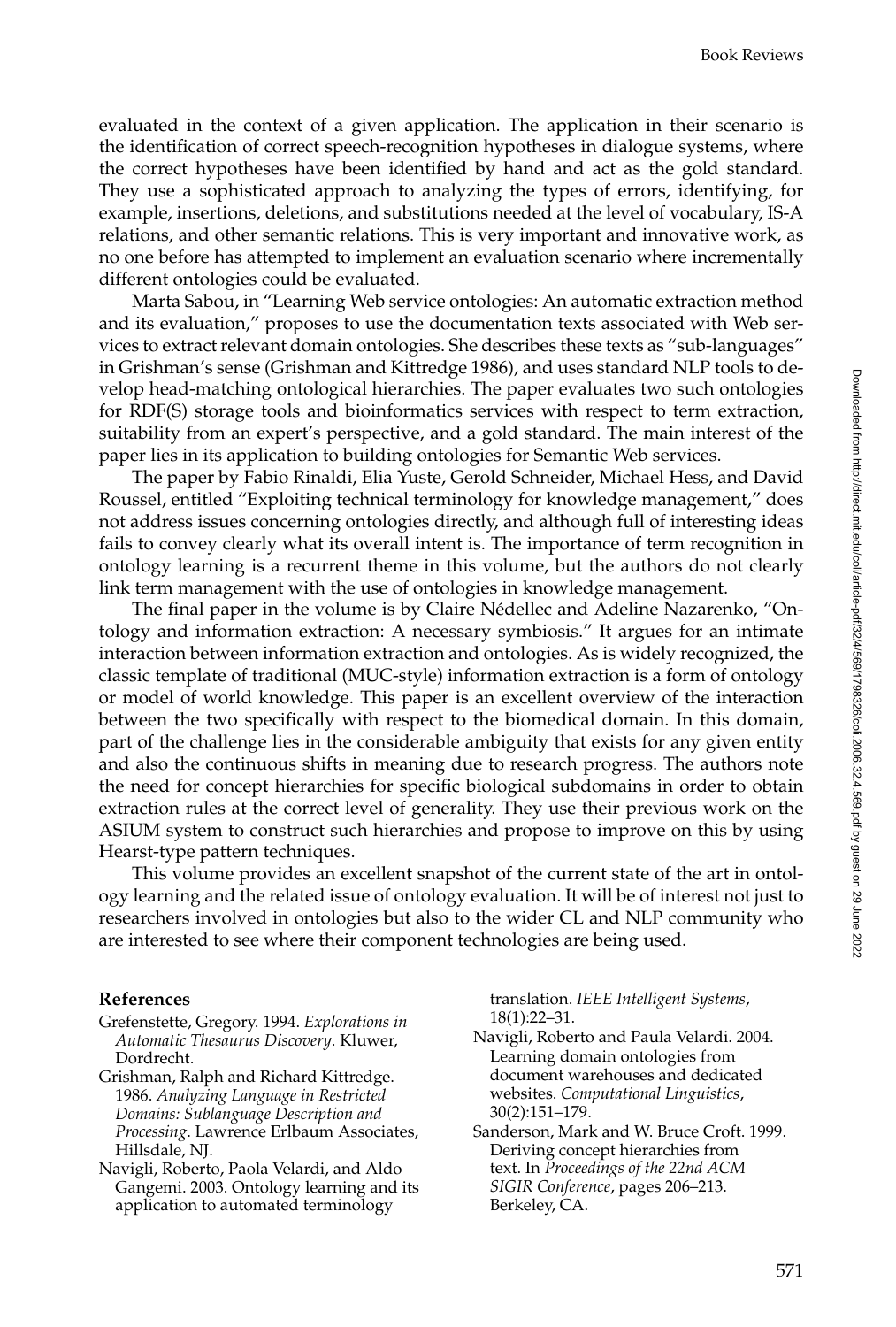evaluated in the context of a given application. The application in their scenario is the identification of correct speech-recognition hypotheses in dialogue systems, where the correct hypotheses have been identified by hand and act as the gold standard. They use a sophisticated approach to analyzing the types of errors, identifying, for example, insertions, deletions, and substitutions needed at the level of vocabulary, IS-A relations, and other semantic relations. This is very important and innovative work, as no one before has attempted to implement an evaluation scenario where incrementally different ontologies could be evaluated.

Marta Sabou, in "Learning Web service ontologies: An automatic extraction method and its evaluation," proposes to use the documentation texts associated with Web services to extract relevant domain ontologies. She describes these texts as "sub-languages" in Grishman's sense (Grishman and Kittredge 1986), and uses standard NLP tools to develop head-matching ontological hierarchies. The paper evaluates two such ontologies for RDF(S) storage tools and bioinformatics services with respect to term extraction, suitability from an expert's perspective, and a gold standard. The main interest of the paper lies in its application to building ontologies for Semantic Web services.

The paper by Fabio Rinaldi, Elia Yuste, Gerold Schneider, Michael Hess, and David Roussel, entitled "Exploiting technical terminology for knowledge management," does not address issues concerning ontologies directly, and although full of interesting ideas fails to convey clearly what its overall intent is. The importance of term recognition in ontology learning is a recurrent theme in this volume, but the authors do not clearly link term management with the use of ontologies in knowledge management.

The final paper in the volume is by Claire Nédellec and Adeline Nazarenko, "Ontology and information extraction: A necessary symbiosis." It argues for an intimate interaction between information extraction and ontologies. As is widely recognized, the classic template of traditional (MUC-style) information extraction is a form of ontology or model of world knowledge. This paper is an excellent overview of the interaction between the two specifically with respect to the biomedical domain. In this domain, part of the challenge lies in the considerable ambiguity that exists for any given entity and also the continuous shifts in meaning due to research progress. The authors note the need for concept hierarchies for specific biological subdomains in order to obtain extraction rules at the correct level of generality. They use their previous work on the ASIUM system to construct such hierarchies and propose to improve on this by using Hearst-type pattern techniques.

This volume provides an excellent snapshot of the current state of the art in ontology learning and the related issue of ontology evaluation. It will be of interest not just to researchers involved in ontologies but also to the wider CL and NLP community who are interested to see where their component technologies are being used.

## References

Grefenstette, Gregory. 1994. *Explorations in Automatic Thesaurus Discovery*. Kluwer, Dordrecht.

Grishman, Ralph and Richard Kittredge. 1986. *Analyzing Language in Restricted Domains: Sublanguage Description and Processing*. Lawrence Erlbaum Associates, Hillsdale, NJ.

Navigli, Roberto, Paola Velardi, and Aldo Gangemi. 2003. Ontology learning and its application to automated terminology translation. *IEEE Intelligent Systems*, 18(1):22–31.

Navigli, Roberto and Paula Velardi. 2004. Learning domain ontologies from document warehouses and dedicated websites. *Computational Linguistics*, 30(2):151–179.

Sanderson, Mark and W. Bruce Croft. 1999. Deriving concept hierarchies from text. In *Proceedings of the 22nd ACM SIGIR Conference*, pages 206–213. Berkeley, CA.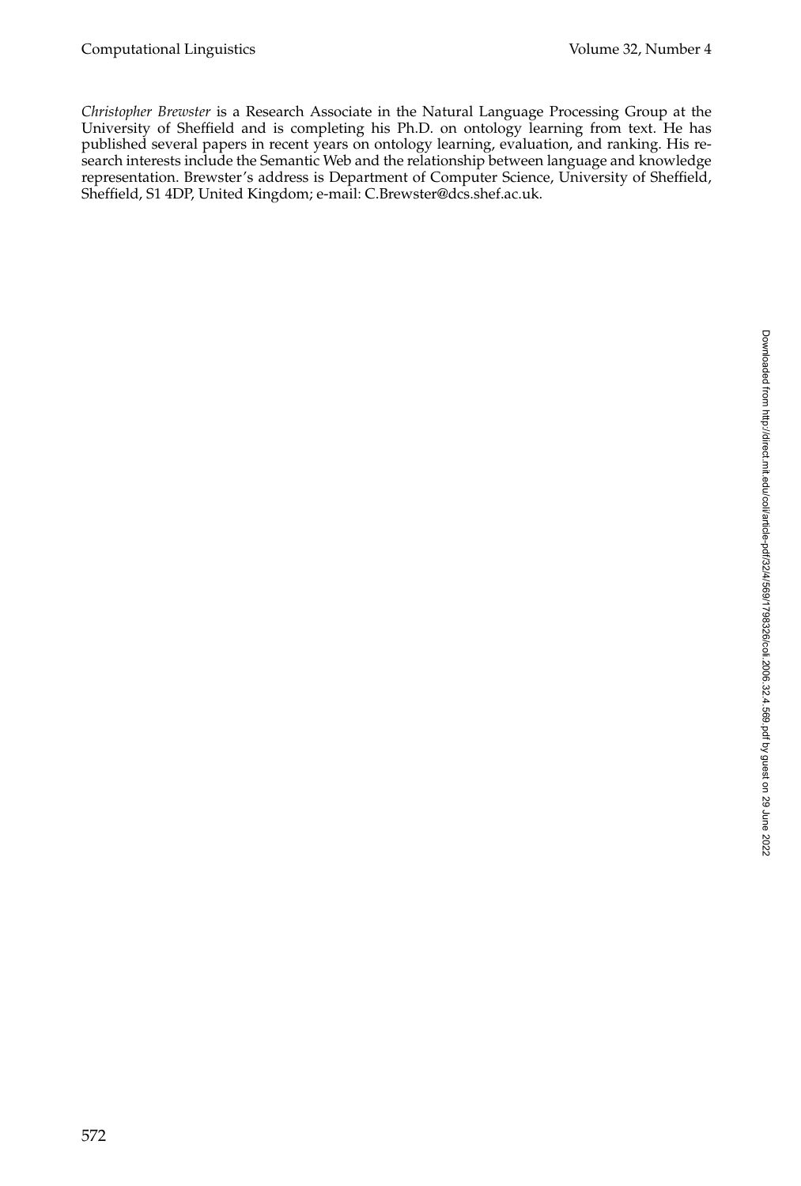*Christopher Brewster* is a Research Associate in the Natural Language Processing Group at the University of Sheffield and is completing his Ph.D. on ontology learning from text. He has published several papers in recent years on ontology learning, evaluation, and ranking. His research interests include the Semantic Web and the relationship between language and knowledge representation. Brewster's address is Department of Computer Science, University of Sheffield, Sheffield, S1 4DP, United Kingdom; e-mail: C.Brewster@dcs.shef.ac.uk.